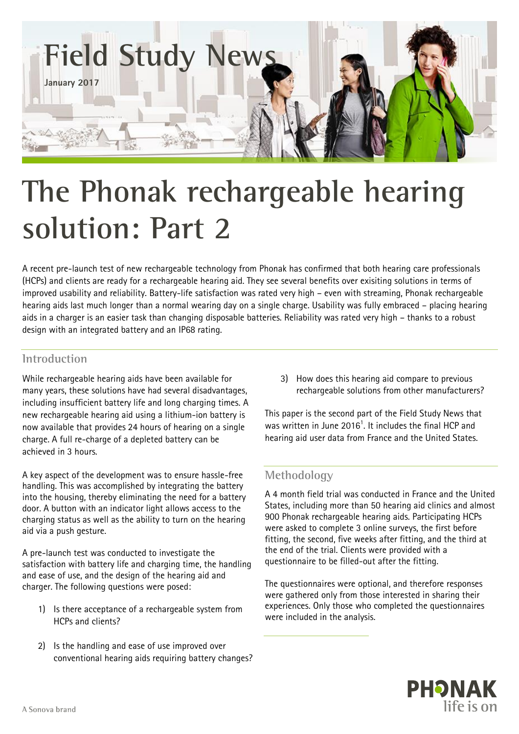# Field Study News

**January 2017**

# The Phonak rechargeable hearing solution: Part 2

A recent pre-launch test of new rechargeable technology from Phonak has confirmed that both hearing care professionals (HCPs) and clients are ready for a rechargeable hearing aid. They see several benefits over exisiting solutions in terms of improved usability and reliability. Battery-life satisfaction was rated very high – even with streaming, Phonak rechargeable hearing aids last much longer than a normal wearing day on a single charge. Usability was fully embraced – placing hearing aids in a charger is an easier task than changing disposable batteries. Reliability was rated very high – thanks to a robust design with an integrated battery and an IP68 rating.

## Introduction

While rechargeable hearing aids have been available for many years, these solutions have had several disadvantages, including insufficient battery life and long charging times. A new rechargeable hearing aid using a lithium-ion battery is now available that provides 24 hours of hearing on a single charge. A full re-charge of a depleted battery can be achieved in 3 hours.

A key aspect of the development was to ensure hassle-free handling. This was accomplished by integrating the battery into the housing, thereby eliminating the need for a battery door. A button with an indicator light allows access to the charging status as well as the ability to turn on the hearing aid via a push gesture.

A pre-launch test was conducted to investigate the satisfaction with battery life and charging time, the handling and ease of use, and the design of the hearing aid and charger. The following questions were posed:

1) Is there acceptance of a rechargeable system from HCPs and clients?

2) Is the handling and ease of use improved over conventional hearing aids requiring battery changes?

3) How does this hearing aid compare to previous rechargeable solutions from other manufacturers?

This paper is the second part of the Field Study News that was written in June 2016[1]. It includes the final HCP and hearing aid user data from France and the United States.

## Methodology

A 4 month field trial was conducted in France and the United States, including more than 50 hearing aid clinics and almost 900 Phonak rechargeable hearing aids. Participating HCPs were asked to complete 3 online surveys, the first before fitting, the second, five weeks after fitting, and the third at the end of the trial. Clients were provided with a questionnaire to be filled-out after the fitting.

The questionnaires were optional, and therefore responses were gathered only from those interested in sharing their experiences. Only those who completed the questionnaires were included in the analysis.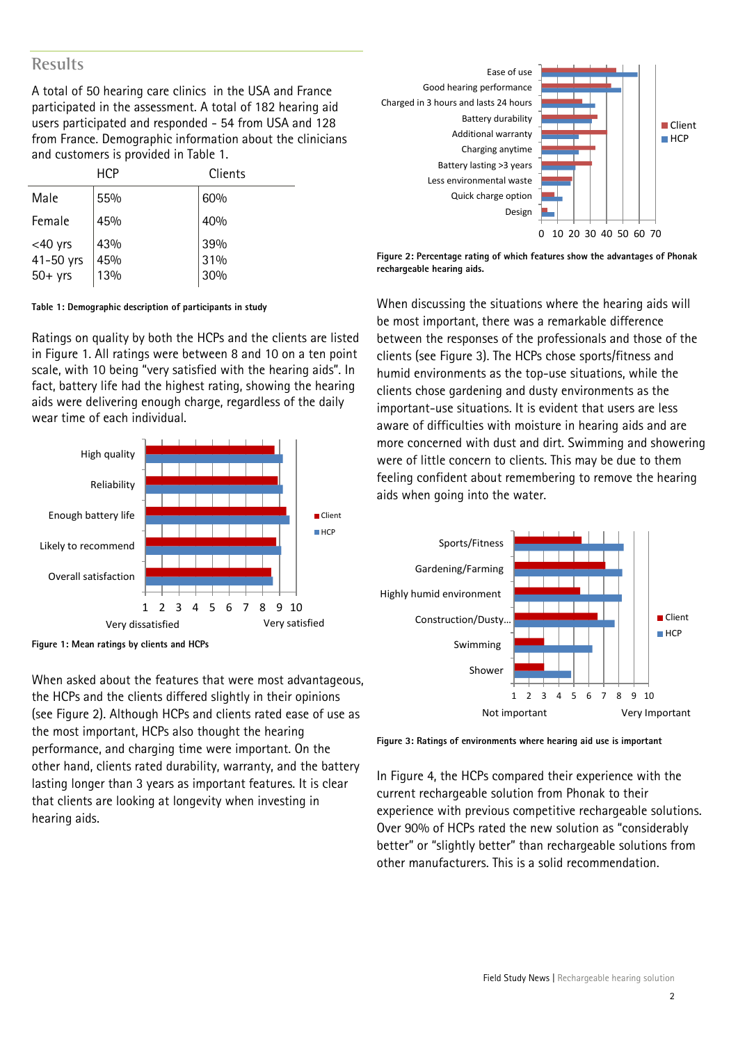## Results

A total of 50 hearing care clinics in the USA and France participated in the assessment. A total of 182 hearing aid users participated and responded - 54 from USA and 128 from France. Demographic information about the clinicians and customers is provided in Table 1.

| | HCP | Clients |
|---|---|---|
| Male | 55% | 60% |
| Female | 45% | 40% |
| <40 yrs | 43% | 39% |
| 41-50 yrs | 45% | 31% |
| 50+ yrs | 13% | 30% |

**Table 1: Demographic description of participants in study**

Ratings on quality by both the HCPs and the clients are listed in Figure 1. All ratings were between 8 and 10 on a ten point scale, with 10 being "very satisfied with the hearing aids". In fact, battery life had the highest rating, showing the hearing aids were delivering enough charge, regardless of the daily wear time of each individual.

**Figure 1: Mean ratings by clients and HCPs**

When asked about the features that were most advantageous, the HCPs and the clients differed slightly in their opinions (see Figure 2). Although HCPs and clients rated ease of use as the most important, HCPs also thought the hearing performance, and charging time were important. On the other hand, clients rated durability, warranty, and the battery lasting longer than 3 years as important features. It is clear that clients are looking at longevity when investing in hearing aids.

**Figure 2: Percentage rating of which features show the advantages of Phonak rechargeable hearing aids.**

When discussing the situations where the hearing aids will be most important, there was a remarkable difference between the responses of the professionals and those of the clients (see Figure 3). The HCPs chose sports/fitness and humid environments as the top-use situations, while the clients chose gardening and dusty environments as the important-use situations. It is evident that users are less aware of difficulties with moisture in hearing aids and are more concerned with dust and dirt. Swimming and showering were of little concern to clients. This may be due to them feeling confident about remembering to remove the hearing aids when going into the water.

**Figure 3: Ratings of environments where hearing aid use is important**

In Figure 4, the HCPs compared their experience with the current rechargeable solution from Phonak to their experience with previous competitive rechargeable solutions. Over 90% of HCPs rated the new solution as "considerably better" or "slightly better" than rechargeable solutions from other manufacturers. This is a solid recommendation.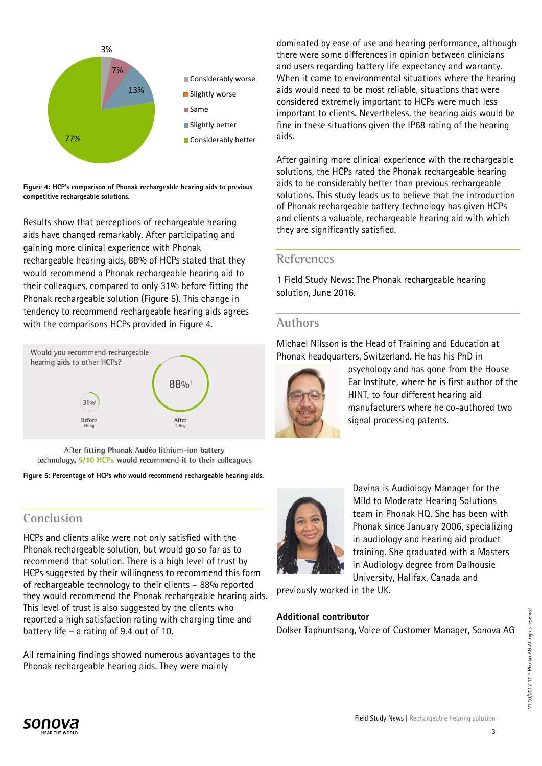3%

7%

13%

77%

Considerably worse

Slightly worse

Same

Slightly better

Considerably better

**Figure 4: HCP's comparison of Phonak rechargeable hearing aids to previous competitive rechargeable solutions.**

Results show that perceptions of rechargeable hearing aids have changed remarkably. After participating and gaining more clinical experience with Phonak rechargeable hearing aids, 88% of HCPs stated that they would recommend a Phonak rechargeable hearing aid to their colleagues, compared to only 31% before fitting the Phonak rechargeable solution (Figure 5). This change in tendency to recommend rechargeable hearing aids agrees with the comparisons HCPs provided in Figure 4.

Would you recommend rechargeable hearing aids to other HCPs?

31%[1]

Before fitting

88%[1]

After fitting

After fitting Phonak Audéo lithium-ion battery technology, 9/10 HCPs would recommend it to their colleagues

**Figure 5: Percentage of HCPs who would recommend rechargeable hearing aids.**

## Conclusion

HCPs and clients alike were not only satisfied with the Phonak rechargeable solution, but would go so far as to recommend that solution. There is a high level of trust by HCPs suggested by their willingness to recommend this form of rechargeable technology to their clients – 88% reported they would recommend the Phonak rechargeable hearing aids. This level of trust is also suggested by the clients who reported a high satisfaction rating with charging time and battery life – a rating of 9.4 out of 10.

All remaining findings showed numerous advantages to the Phonak rechargeable hearing aids. They were mainly dominated by ease of use and hearing performance, although there were some differences in opinion between clinicians and users regarding battery life expectancy and warranty. When it came to environmental situations where the hearing aids would need to be most reliable, situations that were considered extremely important to HCPs were much less important to clients. Nevertheless, the hearing aids would be fine in these situations given the IP68 rating of the hearing aids.

After gaining more clinical experience with the rechargeable solutions, the HCPs rated the Phonak rechargeable hearing aids to be considerably better than previous rechargeable solutions. This study leads us to believe that the introduction of Phonak rechargeable battery technology has given HCPs and clients a valuable, rechargeable hearing aid with which they are significantly satisfied.

## References

1 Field Study News: The Phonak rechargeable hearing solution, June 2016.

## Authors

Michael Nilsson is the Head of Training and Education at Phonak headquarters, Switzerland. He has his PhD in psychology and has gone from the House Ear Institute, where he is first author of the HINT, to four different hearing aid manufacturers where he co-authored two signal processing patents.

Davina is Audiology Manager for the Mild to Moderate Hearing Solutions team in Phonak HQ. She has been with Phonak since January 2006, specializing in audiology and hearing aid product training. She graduated with a Masters in Audiology degree from Dalhousie University, Halifax, Canada and previously worked in the UK.

**Additional contributor**

Dolker Taphuntsang, Voice of Customer Manager, Sonova AG

V1.00/2012-10 © Phonak AG All rights reserved